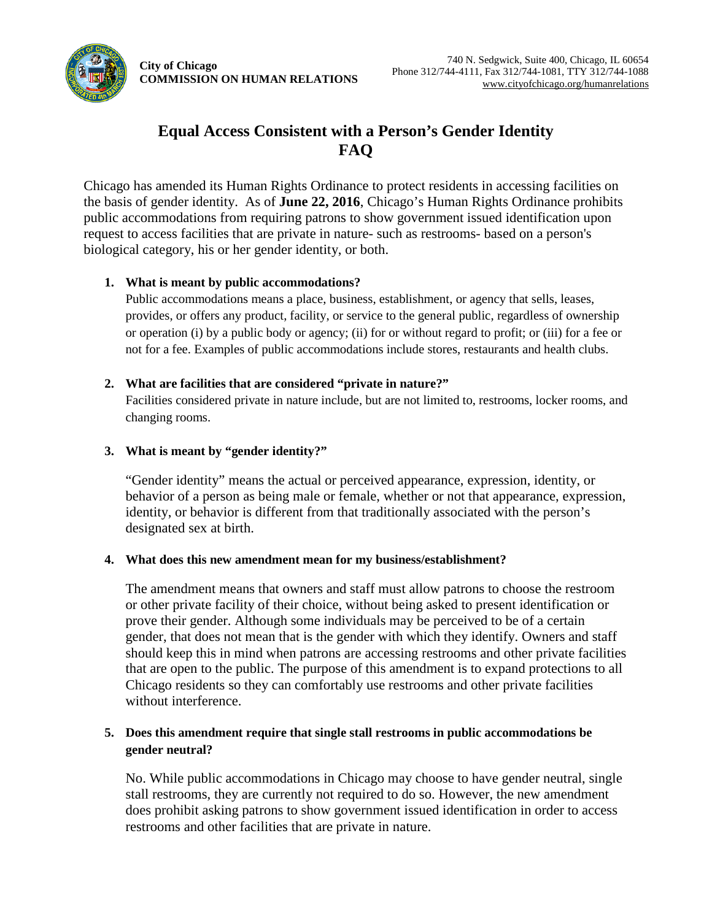**City of Chicago**
**COMMISSION ON HUMAN RELATIONS**

740 N. Sedgwick, Suite 400, Chicago, IL 60654
Phone 312/744-4111, Fax 312/744-1081, TTY 312/744-1088
www.cityofchicago.org/humanrelations

# Equal Access Consistent with a Person's Gender Identity FAQ

Chicago has amended its Human Rights Ordinance to protect residents in accessing facilities on the basis of gender identity. As of **June 22, 2016**, Chicago's Human Rights Ordinance prohibits public accommodations from requiring patrons to show government issued identification upon request to access facilities that are private in nature- such as restrooms- based on a person's biological category, his or her gender identity, or both.

1. **What is meant by public accommodations?**

   Public accommodations means a place, business, establishment, or agency that sells, leases, provides, or offers any product, facility, or service to the general public, regardless of ownership or operation (i) by a public body or agency; (ii) for or without regard to profit; or (iii) for a fee or not for a fee. Examples of public accommodations include stores, restaurants and health clubs.

2. **What are facilities that are considered "private in nature?"**

   Facilities considered private in nature include, but are not limited to, restrooms, locker rooms, and changing rooms.

3. **What is meant by "gender identity?"**

   "Gender identity" means the actual or perceived appearance, expression, identity, or behavior of a person as being male or female, whether or not that appearance, expression, identity, or behavior is different from that traditionally associated with the person's designated sex at birth.

4. **What does this new amendment mean for my business/establishment?**

   The amendment means that owners and staff must allow patrons to choose the restroom or other private facility of their choice, without being asked to present identification or prove their gender. Although some individuals may be perceived to be of a certain gender, that does not mean that is the gender with which they identify. Owners and staff should keep this in mind when patrons are accessing restrooms and other private facilities that are open to the public. The purpose of this amendment is to expand protections to all Chicago residents so they can comfortably use restrooms and other private facilities without interference.

5. **Does this amendment require that single stall restrooms in public accommodations be gender neutral?**

   No. While public accommodations in Chicago may choose to have gender neutral, single stall restrooms, they are currently not required to do so. However, the new amendment does prohibit asking patrons to show government issued identification in order to access restrooms and other facilities that are private in nature.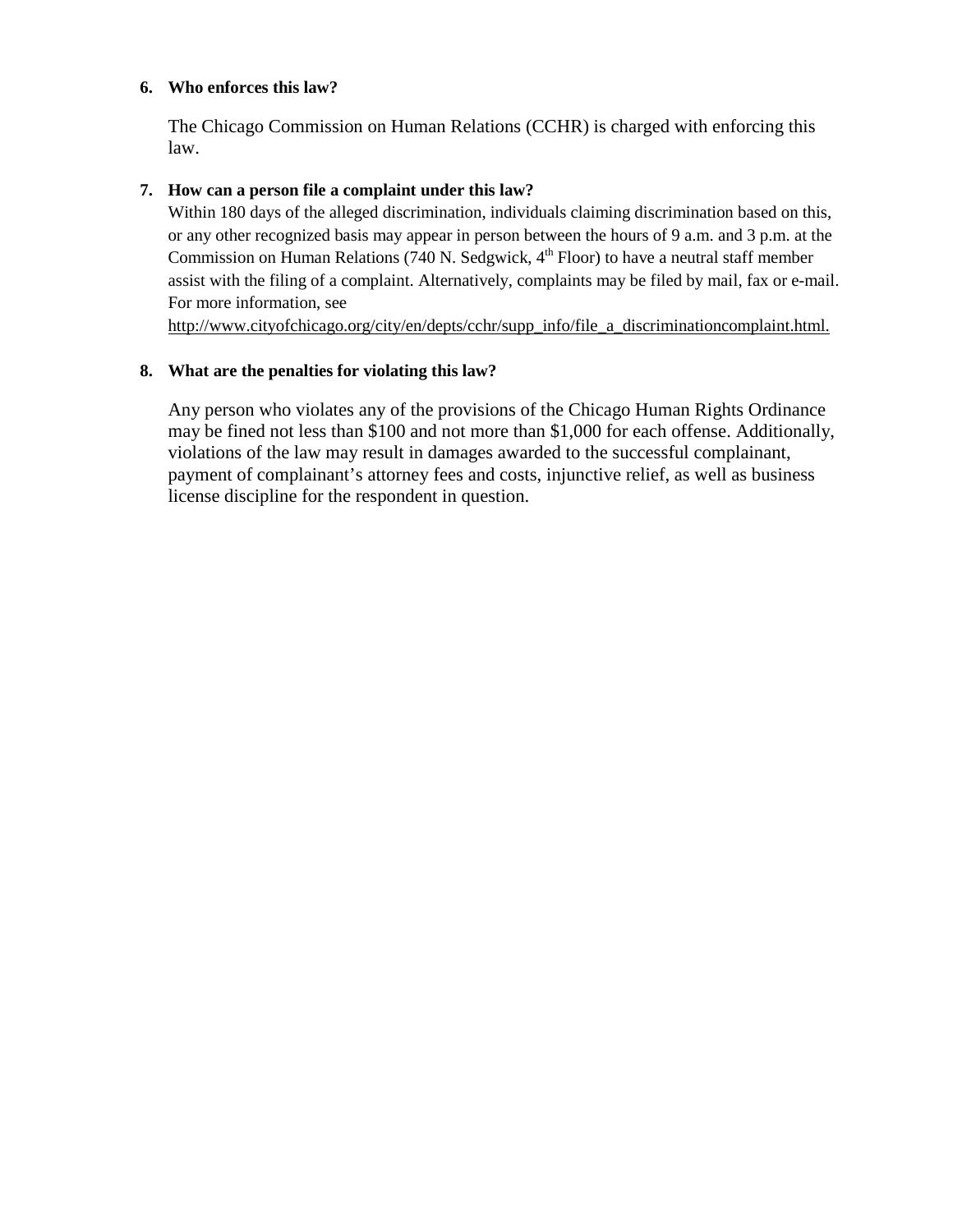6. **Who enforces this law?**

   The Chicago Commission on Human Relations (CCHR) is charged with enforcing this law.

7. **How can a person file a complaint under this law?**

   Within 180 days of the alleged discrimination, individuals claiming discrimination based on this, or any other recognized basis may appear in person between the hours of 9 a.m. and 3 p.m. at the Commission on Human Relations (740 N. Sedgwick, 4th Floor) to have a neutral staff member assist with the filing of a complaint. Alternatively, complaints may be filed by mail, fax or e-mail. For more information, see http://www.cityofchicago.org/city/en/depts/cchr/supp_info/file_a_discriminationcomplaint.html.

8. **What are the penalties for violating this law?**

   Any person who violates any of the provisions of the Chicago Human Rights Ordinance may be fined not less than $100 and not more than $1,000 for each offense. Additionally, violations of the law may result in damages awarded to the successful complainant, payment of complainant's attorney fees and costs, injunctive relief, as well as business license discipline for the respondent in question.